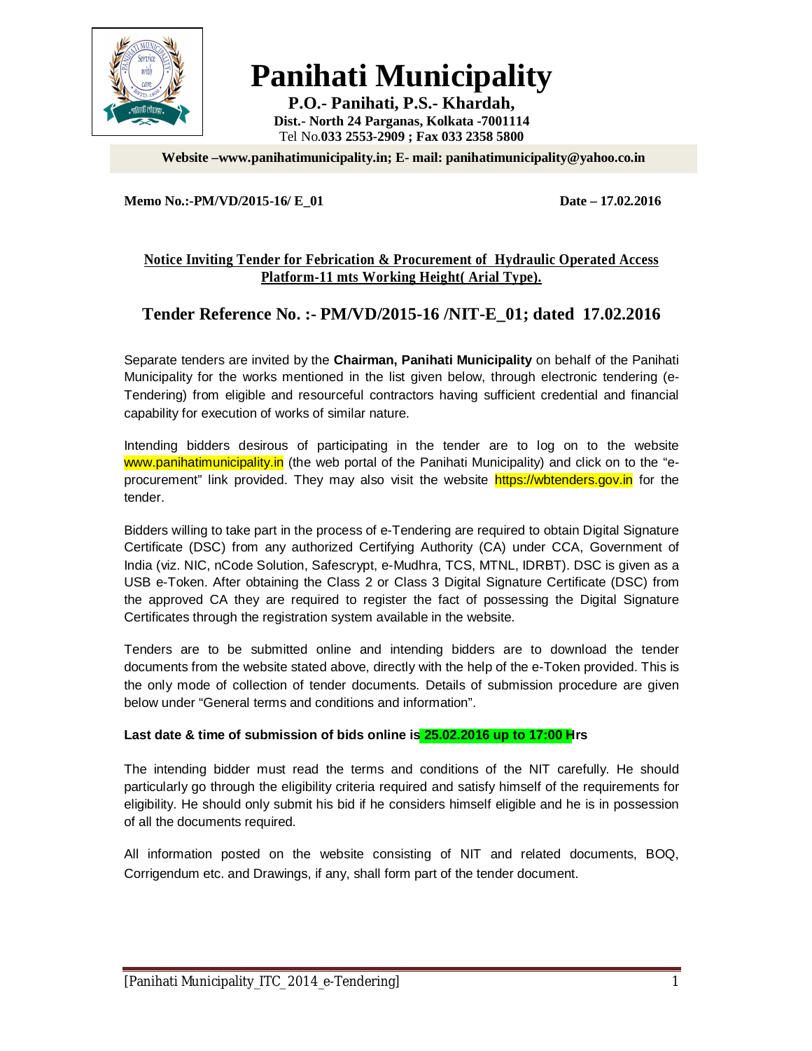# Panihati Municipality

**P.O.- Panihati, P.S.- Khardah,**
**Dist.- North 24 Parganas, Kolkata -7001114**
Tel No.**033 2553-2909 ; Fax 033 2358 5800**

**Website –www.panihatimunicipality.in; E- mail: panihatimunicipality@yahoo.co.in**

**Memo No.:-PM/VD/2015-16/ E_01** **Date – 17.02.2016**

**Notice Inviting Tender for Febrication & Procurement of Hydraulic Operated Access Platform-11 mts Working Height( Arial Type).**

## Tender Reference No. :- PM/VD/2015-16 /NIT-E_01; dated 17.02.2016

Separate tenders are invited by the **Chairman, Panihati Municipality** on behalf of the Panihati Municipality for the works mentioned in the list given below, through electronic tendering (e-Tendering) from eligible and resourceful contractors having sufficient credential and financial capability for execution of works of similar nature.

Intending bidders desirous of participating in the tender are to log on to the website www.panihatimunicipality.in (the web portal of the Panihati Municipality) and click on to the "e-procurement" link provided. They may also visit the website https://wbtenders.gov.in for the tender.

Bidders willing to take part in the process of e-Tendering are required to obtain Digital Signature Certificate (DSC) from any authorized Certifying Authority (CA) under CCA, Government of India (viz. NIC, nCode Solution, Safescrypt, e-Mudhra, TCS, MTNL, IDRBT). DSC is given as a USB e-Token. After obtaining the Class 2 or Class 3 Digital Signature Certificate (DSC) from the approved CA they are required to register the fact of possessing the Digital Signature Certificates through the registration system available in the website.

Tenders are to be submitted online and intending bidders are to download the tender documents from the website stated above, directly with the help of the e-Token provided. This is the only mode of collection of tender documents. Details of submission procedure are given below under "General terms and conditions and information".

**Last date & time of submission of bids online is 25.02.2016 up to 17:00 Hrs**

The intending bidder must read the terms and conditions of the NIT carefully. He should particularly go through the eligibility criteria required and satisfy himself of the requirements for eligibility. He should only submit his bid if he considers himself eligible and he is in possession of all the documents required.

All information posted on the website consisting of NIT and related documents, BOQ, Corrigendum etc. and Drawings, if any, shall form part of the tender document.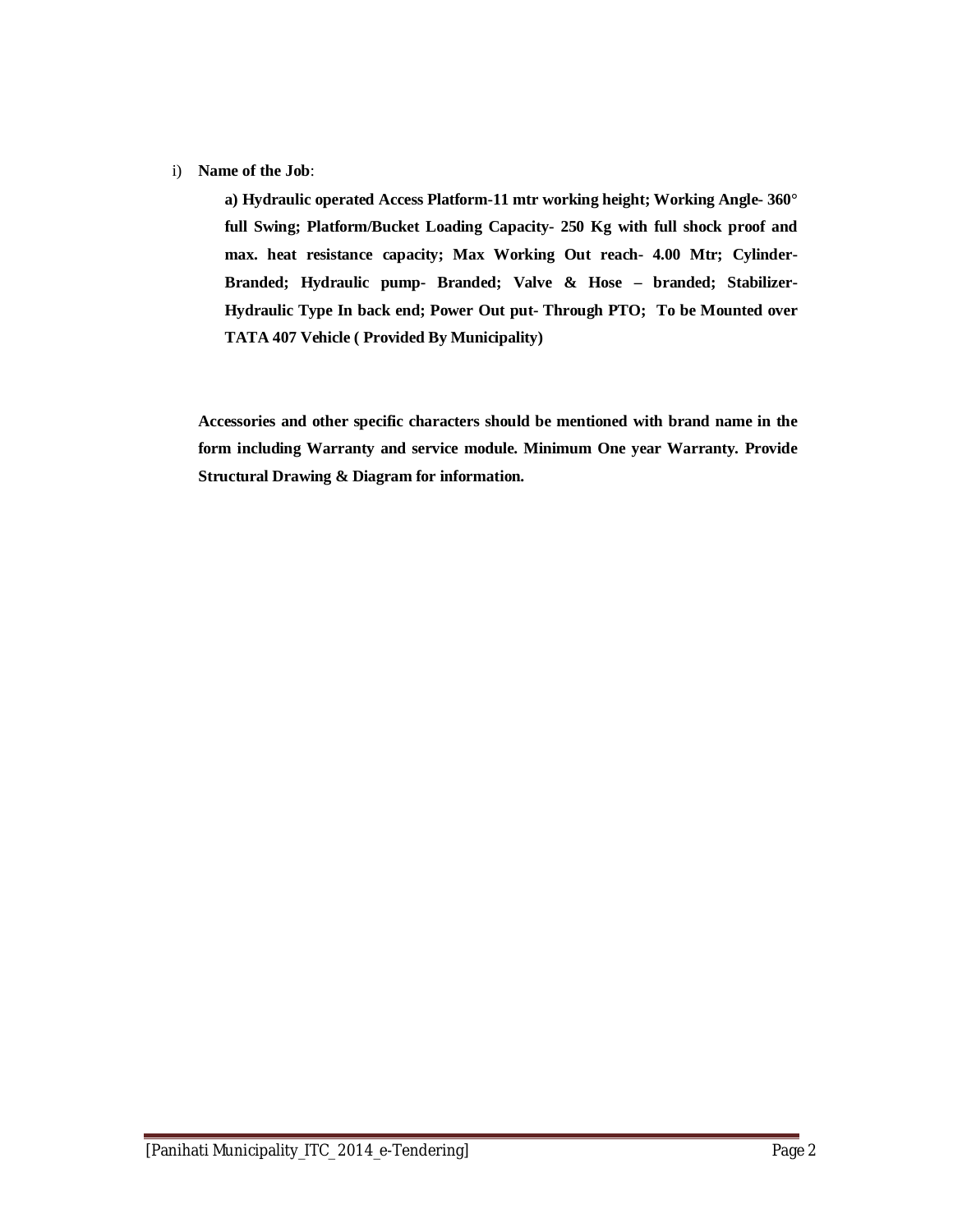i) **Name of the Job**:

**a) Hydraulic operated Access Platform-11 mtr working height; Working Angle- 360° full Swing; Platform/Bucket Loading Capacity- 250 Kg with full shock proof and max. heat resistance capacity; Max Working Out reach- 4.00 Mtr; Cylinder-Branded; Hydraulic pump- Branded; Valve & Hose – branded; Stabilizer-Hydraulic Type In back end; Power Out put- Through PTO; To be Mounted over TATA 407 Vehicle ( Provided By Municipality)**

**Accessories and other specific characters should be mentioned with brand name in the form including Warranty and service module. Minimum One year Warranty. Provide Structural Drawing & Diagram for information.**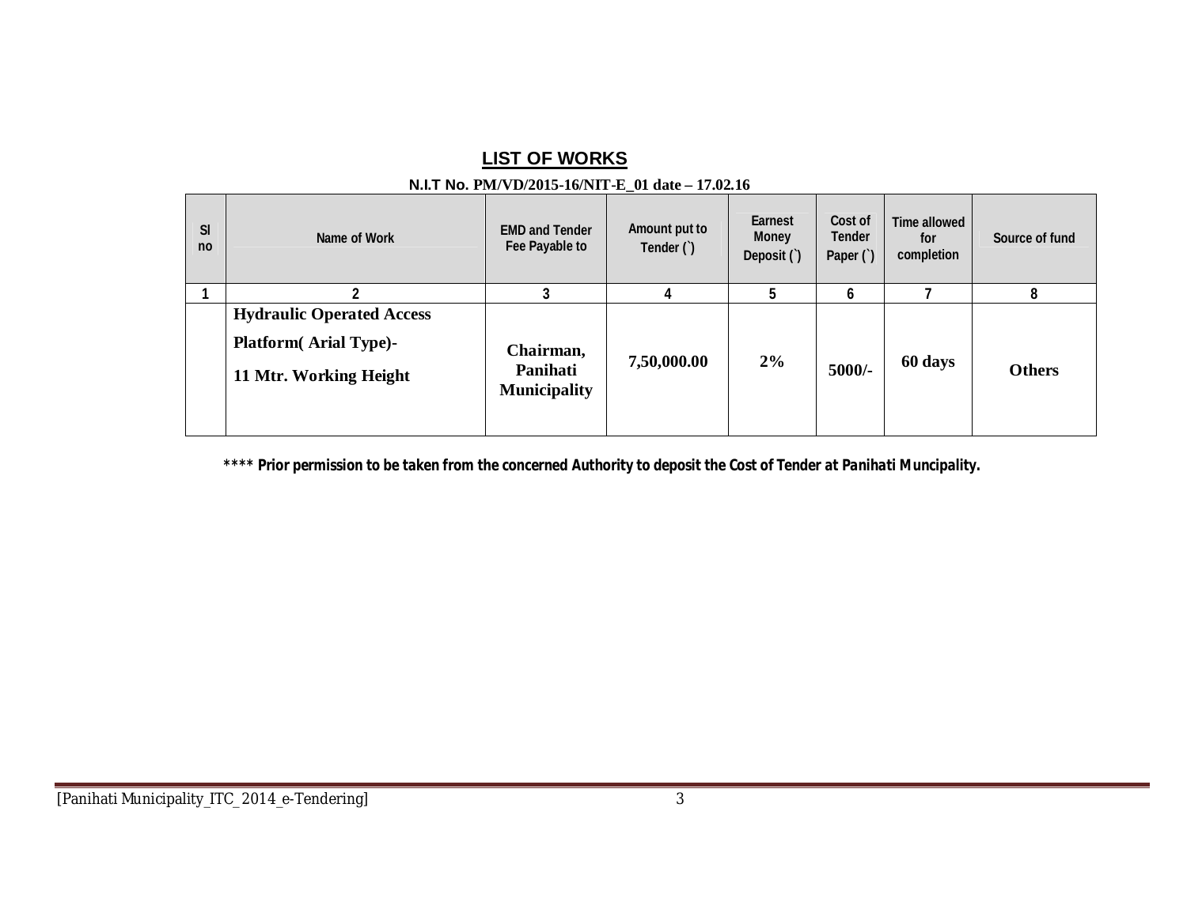## LIST OF WORKS

**N.I.T No. PM/VD/2015-16/NIT-E_01 date – 17.02.16**

| Sl no | Name of Work | EMD and Tender Fee Payable to | Amount put to Tender (`) | Earnest Money Deposit (`) | Cost of Tender Paper (`) | Time allowed for completion | Source of fund |
|---|---|---|---|---|---|---|---|
| 1 | 2 | 3 | 4 | 5 | 6 | 7 | 8 |
| | **Hydraulic Operated Access Platform( Arial Type)- 11 Mtr. Working Height** | **Chairman, Panihati Municipality** | **7,50,000.00** | **2%** | **5000/-** | **60 days** | **Others** |

**\*\*\*\* Prior permission to be taken from the concerned Authority to deposit the Cost of Tender at Panihati Muncipality.**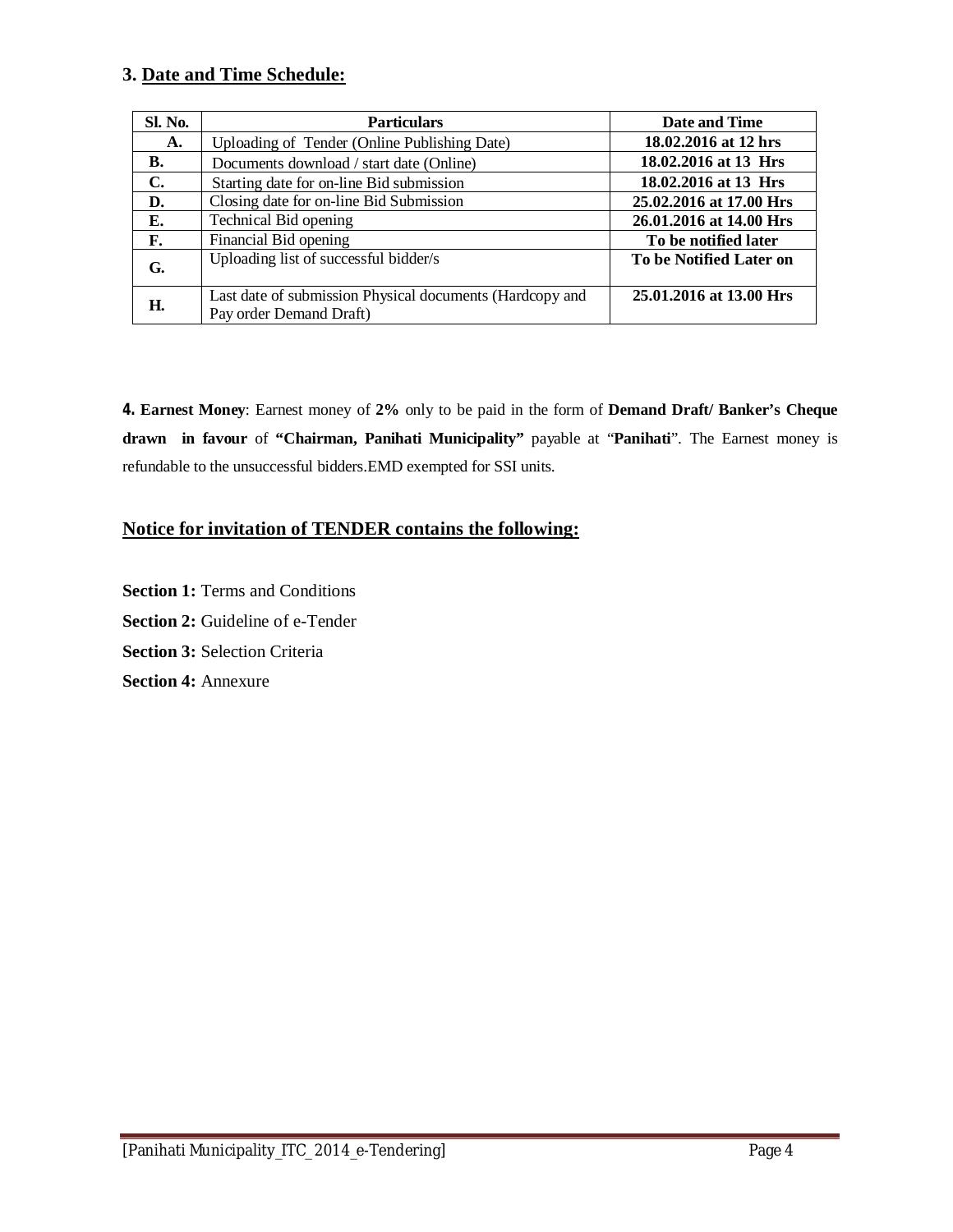### 3. Date and Time Schedule:

| Sl. No. | Particulars | Date and Time |
|---|---|---|
| A. | Uploading of Tender (Online Publishing Date) | **18.02.2016 at 12 hrs** |
| B. | Documents download / start date (Online) | **18.02.2016 at 13 Hrs** |
| C. | Starting date for on-line Bid submission | **18.02.2016 at 13 Hrs** |
| D. | Closing date for on-line Bid Submission | **25.02.2016 at 17.00 Hrs** |
| E. | Technical Bid opening | **26.01.2016 at 14.00 Hrs** |
| F. | Financial Bid opening | **To be notified later** |
| G. | Uploading list of successful bidder/s | **To be Notified Later on** |
| H. | Last date of submission Physical documents (Hardcopy and Pay order Demand Draft) | **25.01.2016 at 13.00 Hrs** |

**4. Earnest Money**: Earnest money of **2%** only to be paid in the form of **Demand Draft/ Banker's Cheque drawn in favour** of **"Chairman, Panihati Municipality"** payable at "**Panihati**". The Earnest money is refundable to the unsuccessful bidders.EMD exempted for SSI units.

### Notice for invitation of TENDER contains the following:

**Section 1:** Terms and Conditions

**Section 2:** Guideline of e-Tender

**Section 3:** Selection Criteria

**Section 4:** Annexure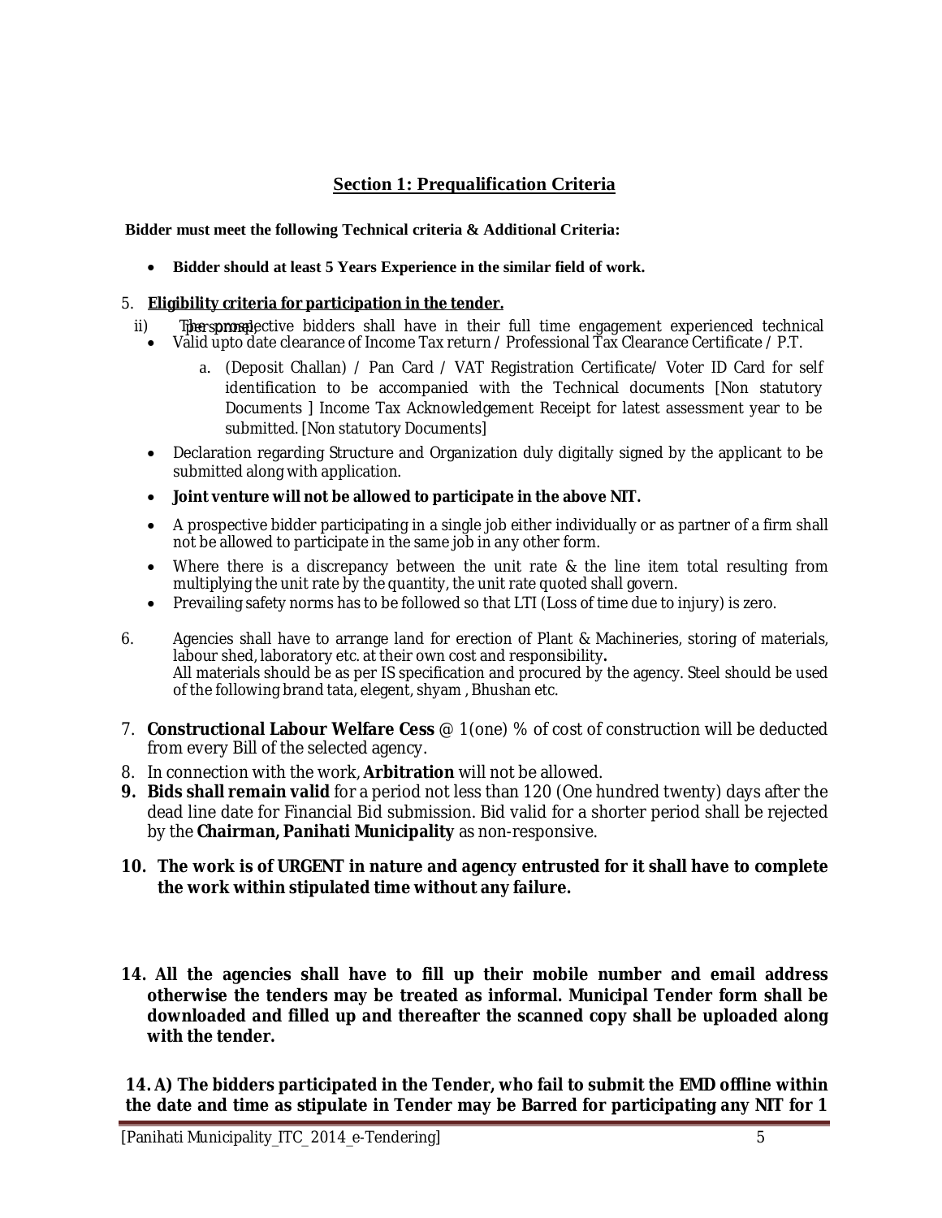## Section 1: Prequalification Criteria

**Bidder must meet the following Technical criteria & Additional Criteria:**

- **Bidder should at least 5 Years Experience in the similar field of work.**

5. **Eligibility criteria for participation in the tender.**

ii) The prospective bidders shall have in their full time engagement experienced technical personnel.

- Valid upto date clearance of Income Tax return / Professional Tax Clearance Certificate / P.T.

  a. (Deposit Challan) / Pan Card / VAT Registration Certificate/ Voter ID Card for self identification to be accompanied with the Technical documents [Non statutory Documents ] Income Tax Acknowledgement Receipt for latest assessment year to be submitted. [Non statutory Documents]

- Declaration regarding Structure and Organization duly digitally signed by the applicant to be submitted along with application.
- **Joint venture will not be allowed to participate in the above NIT.**
- A prospective bidder participating in a single job either individually or as partner of a firm shall not be allowed to participate in the same job in any other form.
- Where there is a discrepancy between the unit rate & the line item total resulting from multiplying the unit rate by the quantity, the unit rate quoted shall govern.
- Prevailing safety norms has to be followed so that LTI (Loss of time due to injury) is zero.

6. Agencies shall have to arrange land for erection of Plant & Machineries, storing of materials, labour shed, laboratory etc. at their own cost and responsibility**.**
   All materials should be as per IS specification and procured by the agency. Steel should be used of the following brand tata, elegent, shyam , Bhushan etc.

7. **Constructional Labour Welfare Cess** @ 1(one) % of cost of construction will be deducted from every Bill of the selected agency.
8. In connection with the work, **Arbitration** will not be allowed.
9. **Bids shall remain valid** for a period not less than 120 (One hundred twenty) days after the dead line date for Financial Bid submission. Bid valid for a shorter period shall be rejected by the **Chairman, Panihati Municipality** as non-responsive.
10. **The work is of URGENT in nature and agency entrusted for it shall have to complete the work within stipulated time without any failure.**

14. **All the agencies shall have to fill up their mobile number and email address otherwise the tenders may be treated as informal. Municipal Tender form shall be downloaded and filled up and thereafter the scanned copy shall be uploaded along with the tender.**

**14. A) The bidders participated in the Tender, who fail to submit the EMD offline within the date and time as stipulate in Tender may be Barred for participating any NIT for 1**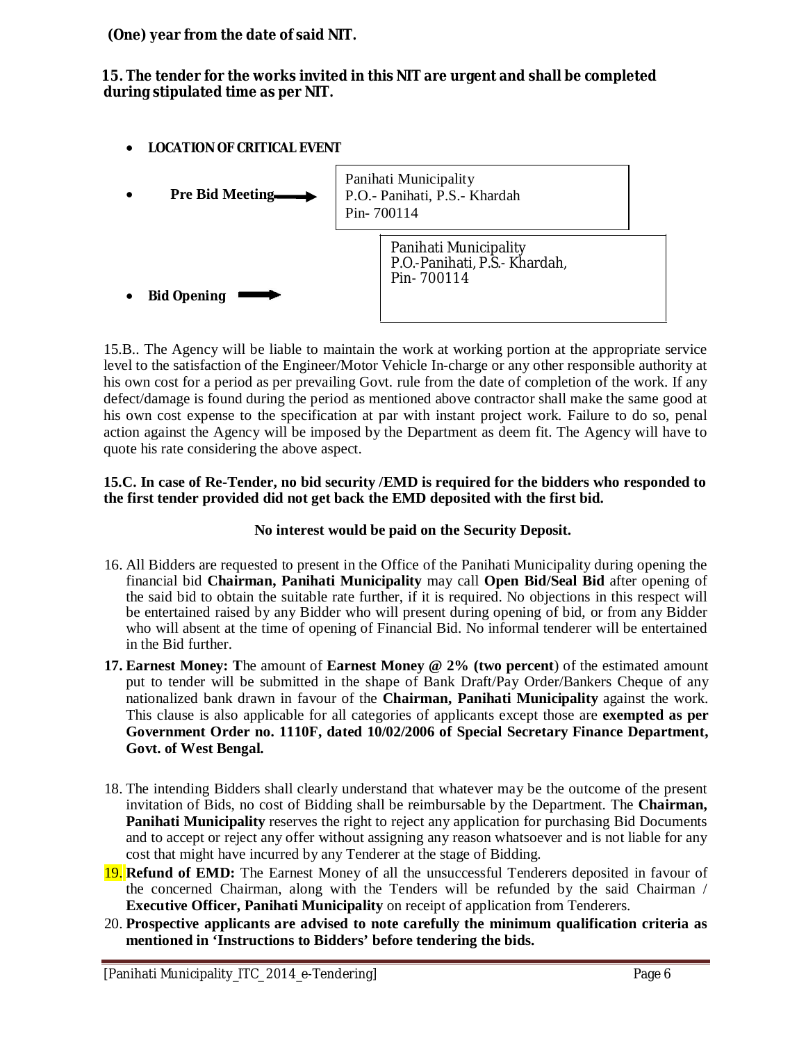**(One) year from the date of said NIT.**

**15. The tender for the works invited in this NIT are urgent and shall be completed during stipulated time as per NIT.**

- **LOCATION OF CRITICAL EVENT**
- **Pre Bid Meeting** → Panihati Municipality, P.O.- Panihati, P.S.- Khardah, Pin- 700114
- **Bid Opening** → Panihati Municipality, P.O.-Panihati, P.S.- Khardah, Pin- 700114

15.B.. The Agency will be liable to maintain the work at working portion at the appropriate service level to the satisfaction of the Engineer/Motor Vehicle In-charge or any other responsible authority at his own cost for a period as per prevailing Govt. rule from the date of completion of the work. If any defect/damage is found during the period as mentioned above contractor shall make the same good at his own cost expense to the specification at par with instant project work. Failure to do so, penal action against the Agency will be imposed by the Department as deem fit. The Agency will have to quote his rate considering the above aspect.

**15.C. In case of Re-Tender, no bid security /EMD is required for the bidders who responded to the first tender provided did not get back the EMD deposited with the first bid.**

**No interest would be paid on the Security Deposit.**

16. All Bidders are requested to present in the Office of the Panihati Municipality during opening the financial bid **Chairman, Panihati Municipality** may call **Open Bid/Seal Bid** after opening of the said bid to obtain the suitable rate further, if it is required. No objections in this respect will be entertained raised by any Bidder who will present during opening of bid, or from any Bidder who will absent at the time of opening of Financial Bid. No informal tenderer will be entertained in the Bid further.
17. **Earnest Money: T**he amount of **Earnest Money @ 2% (two percent**) of the estimated amount put to tender will be submitted in the shape of Bank Draft/Pay Order/Bankers Cheque of any nationalized bank drawn in favour of the **Chairman, Panihati Municipality** against the work. This clause is also applicable for all categories of applicants except those are **exempted as per Government Order no. 1110F, dated 10/02/2006 of Special Secretary Finance Department, Govt. of West Bengal.**
18. The intending Bidders shall clearly understand that whatever may be the outcome of the present invitation of Bids, no cost of Bidding shall be reimbursable by the Department. The **Chairman, Panihati Municipality** reserves the right to reject any application for purchasing Bid Documents and to accept or reject any offer without assigning any reason whatsoever and is not liable for any cost that might have incurred by any Tenderer at the stage of Bidding.
19. **Refund of EMD:** The Earnest Money of all the unsuccessful Tenderers deposited in favour of the concerned Chairman, along with the Tenders will be refunded by the said Chairman / **Executive Officer, Panihati Municipality** on receipt of application from Tenderers.
20. **Prospective applicants are advised to note carefully the minimum qualification criteria as mentioned in 'Instructions to Bidders' before tendering the bids.**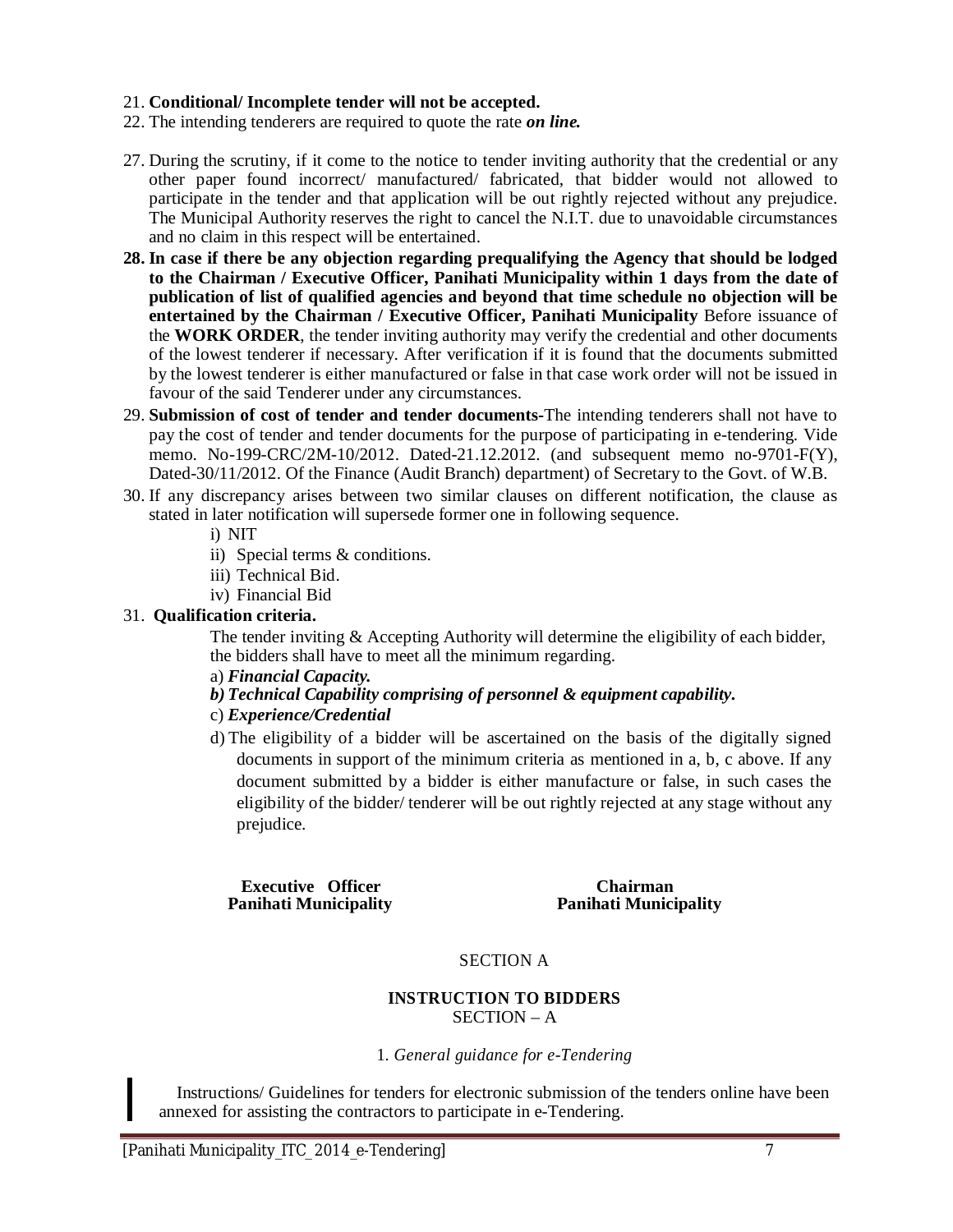21. **Conditional/ Incomplete tender will not be accepted.**
22. The intending tenderers are required to quote the rate ***on line.***

27. During the scrutiny, if it come to the notice to tender inviting authority that the credential or any other paper found incorrect/ manufactured/ fabricated, that bidder would not allowed to participate in the tender and that application will be out rightly rejected without any prejudice. The Municipal Authority reserves the right to cancel the N.I.T. due to unavoidable circumstances and no claim in this respect will be entertained.
28. **In case if there be any objection regarding prequalifying the Agency that should be lodged to the Chairman / Executive Officer, Panihati Municipality within 1 days from the date of publication of list of qualified agencies and beyond that time schedule no objection will be entertained by the Chairman / Executive Officer, Panihati Municipality** Before issuance of the **WORK ORDER**, the tender inviting authority may verify the credential and other documents of the lowest tenderer if necessary. After verification if it is found that the documents submitted by the lowest tenderer is either manufactured or false in that case work order will not be issued in favour of the said Tenderer under any circumstances.
29. **Submission of cost of tender and tender documents-**The intending tenderers shall not have to pay the cost of tender and tender documents for the purpose of participating in e-tendering. Vide memo. No-199-CRC/2M-10/2012. Dated-21.12.2012. (and subsequent memo no-9701-F(Y), Dated-30/11/2012. Of the Finance (Audit Branch) department) of Secretary to the Govt. of W.B.
30. If any discrepancy arises between two similar clauses on different notification, the clause as stated in later notification will supersede former one in following sequence.
    i) NIT
    ii) Special terms & conditions.
    iii) Technical Bid.
    iv) Financial Bid
31. **Qualification criteria.**

    The tender inviting & Accepting Authority will determine the eligibility of each bidder, the bidders shall have to meet all the minimum regarding.

    a) ***Financial Capacity.***

    ***b) Technical Capability comprising of personnel & equipment capability.***

    c) ***Experience/Credential***

    d) The eligibility of a bidder will be ascertained on the basis of the digitally signed documents in support of the minimum criteria as mentioned in a, b, c above. If any document submitted by a bidder is either manufacture or false, in such cases the eligibility of the bidder/ tenderer will be out rightly rejected at any stage without any prejudice.

**Executive Officer**
**Panihati Municipality**

**Chairman**
**Panihati Municipality**

SECTION A

**INSTRUCTION TO BIDDERS**
SECTION – A

1. *General guidance for e-Tendering*

Instructions/ Guidelines for tenders for electronic submission of the tenders online have been annexed for assisting the contractors to participate in e-Tendering.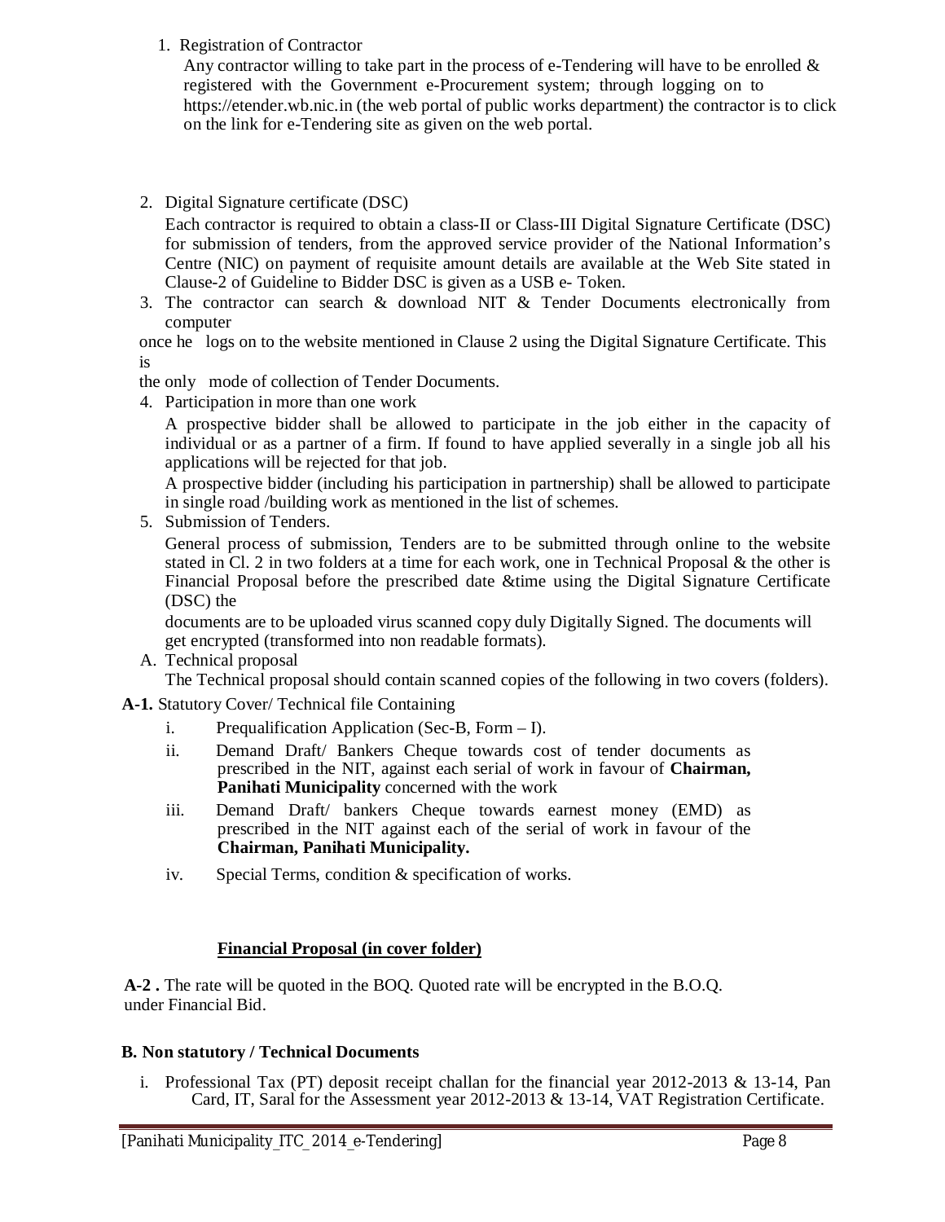1. Registration of Contractor

   Any contractor willing to take part in the process of e-Tendering will have to be enrolled & registered with the Government e-Procurement system; through logging on to https://etender.wb.nic.in (the web portal of public works department) the contractor is to click on the link for e-Tendering site as given on the web portal.

2. Digital Signature certificate (DSC)

   Each contractor is required to obtain a class-II or Class-III Digital Signature Certificate (DSC) for submission of tenders, from the approved service provider of the National Information's Centre (NIC) on payment of requisite amount details are available at the Web Site stated in Clause-2 of Guideline to Bidder DSC is given as a USB e- Token.

3. The contractor can search & download NIT & Tender Documents electronically from computer once he logs on to the website mentioned in Clause 2 using the Digital Signature Certificate. This is the only mode of collection of Tender Documents.

4. Participation in more than one work

   A prospective bidder shall be allowed to participate in the job either in the capacity of individual or as a partner of a firm. If found to have applied severally in a single job all his applications will be rejected for that job.

   A prospective bidder (including his participation in partnership) shall be allowed to participate in single road /building work as mentioned in the list of schemes.

5. Submission of Tenders.

   General process of submission, Tenders are to be submitted through online to the website stated in Cl. 2 in two folders at a time for each work, one in Technical Proposal & the other is Financial Proposal before the prescribed date &time using the Digital Signature Certificate (DSC) the documents are to be uploaded virus scanned copy duly Digitally Signed. The documents will get encrypted (transformed into non readable formats).

A. Technical proposal

   The Technical proposal should contain scanned copies of the following in two covers (folders).

**A-1.** Statutory Cover/ Technical file Containing

i. Prequalification Application (Sec-B, Form – I).

ii. Demand Draft/ Bankers Cheque towards cost of tender documents as prescribed in the NIT, against each serial of work in favour of **Chairman, Panihati Municipality** concerned with the work

iii. Demand Draft/ bankers Cheque towards earnest money (EMD) as prescribed in the NIT against each of the serial of work in favour of the **Chairman, Panihati Municipality.**

iv. Special Terms, condition & specification of works.

**<u>Financial Proposal (in cover folder)</u>**

**A-2 .** The rate will be quoted in the BOQ. Quoted rate will be encrypted in the B.O.Q. under Financial Bid.

**B. Non statutory / Technical Documents**

i. Professional Tax (PT) deposit receipt challan for the financial year 2012-2013 & 13-14, Pan Card, IT, Saral for the Assessment year 2012-2013 & 13-14, VAT Registration Certificate.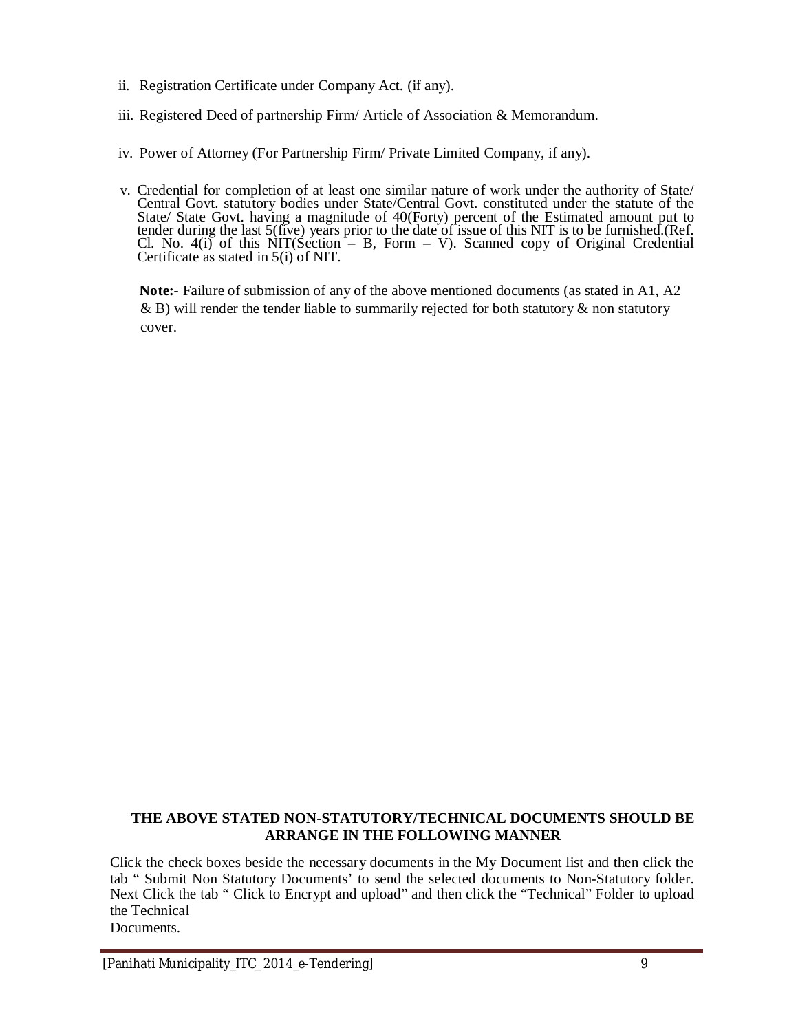ii. Registration Certificate under Company Act. (if any).

iii. Registered Deed of partnership Firm/ Article of Association & Memorandum.

iv. Power of Attorney (For Partnership Firm/ Private Limited Company, if any).

v. Credential for completion of at least one similar nature of work under the authority of State/ Central Govt. statutory bodies under State/Central Govt. constituted under the statute of the State/ State Govt. having a magnitude of 40(Forty) percent of the Estimated amount put to tender during the last 5(five) years prior to the date of issue of this NIT is to be furnished.(Ref. Cl. No. 4(i) of this NIT(Section – B, Form – V). Scanned copy of Original Credential Certificate as stated in 5(i) of NIT.

**Note:-** Failure of submission of any of the above mentioned documents (as stated in A1, A2 & B) will render the tender liable to summarily rejected for both statutory & non statutory cover.

**THE ABOVE STATED NON-STATUTORY/TECHNICAL DOCUMENTS SHOULD BE ARRANGE IN THE FOLLOWING MANNER**

Click the check boxes beside the necessary documents in the My Document list and then click the tab " Submit Non Statutory Documents' to send the selected documents to Non-Statutory folder. Next Click the tab " Click to Encrypt and upload" and then click the "Technical" Folder to upload the Technical Documents.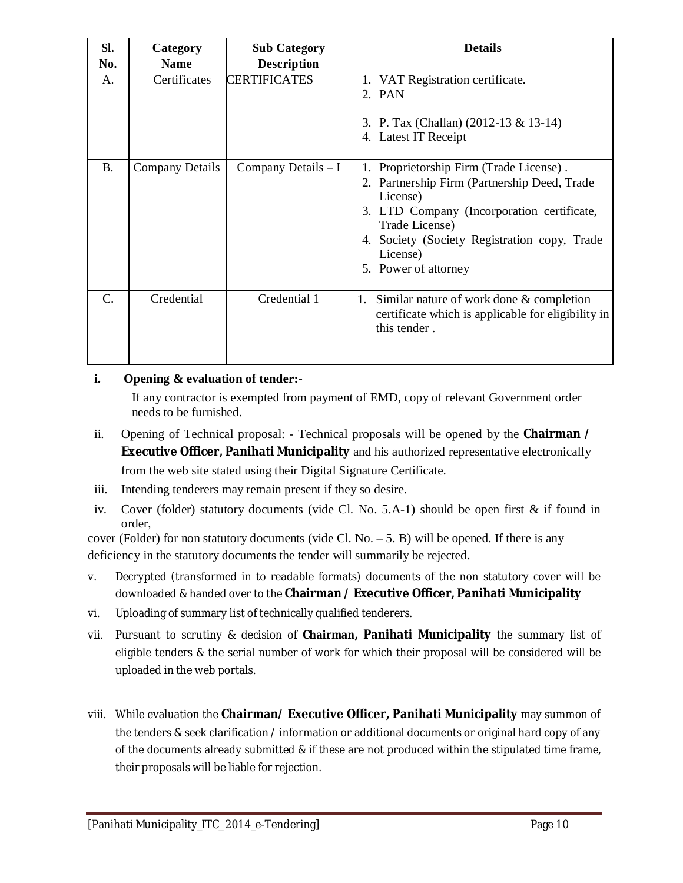| Sl. No. | Category Name | Sub Category Description | Details |
|---|---|---|---|
| A. | Certificates | CERTIFICATES | 1. VAT Registration certificate.<br>2. PAN<br>3. P. Tax (Challan) (2012-13 & 13-14)<br>4. Latest IT Receipt |
| B. | Company Details | Company Details – I | 1. Proprietorship Firm (Trade License) .<br>2. Partnership Firm (Partnership Deed, Trade License)<br>3. LTD Company (Incorporation certificate, Trade License)<br>4. Society (Society Registration copy, Trade License)<br>5. Power of attorney |
| C. | Credential | Credential 1 | 1. Similar nature of work done & completion certificate which is applicable for eligibility in this tender . |

**i. Opening & evaluation of tender:-**

If any contractor is exempted from payment of EMD, copy of relevant Government order needs to be furnished.

ii. Opening of Technical proposal: - Technical proposals will be opened by the **Chairman / Executive Officer, Panihati Municipality** and his authorized representative electronically from the web site stated using their Digital Signature Certificate.

iii. Intending tenderers may remain present if they so desire.

iv. Cover (folder) statutory documents (vide Cl. No. 5.A-1) should be open first & if found in order,

cover (Folder) for non statutory documents (vide Cl. No. – 5. B) will be opened. If there is any deficiency in the statutory documents the tender will summarily be rejected.

v. Decrypted (transformed in to readable formats) documents of the non statutory cover will be downloaded & handed over to the **Chairman / Executive Officer, Panihati Municipality**

vi. Uploading of summary list of technically qualified tenderers.

vii. Pursuant to scrutiny & decision of **Chairman, Panihati Municipality** the summary list of eligible tenders & the serial number of work for which their proposal will be considered will be uploaded in the web portals.

viii. While evaluation the **Chairman/ Executive Officer, Panihati Municipality** may summon of the tenders & seek clarification / information or additional documents or original hard copy of any of the documents already submitted & if these are not produced within the stipulated time frame, their proposals will be liable for rejection.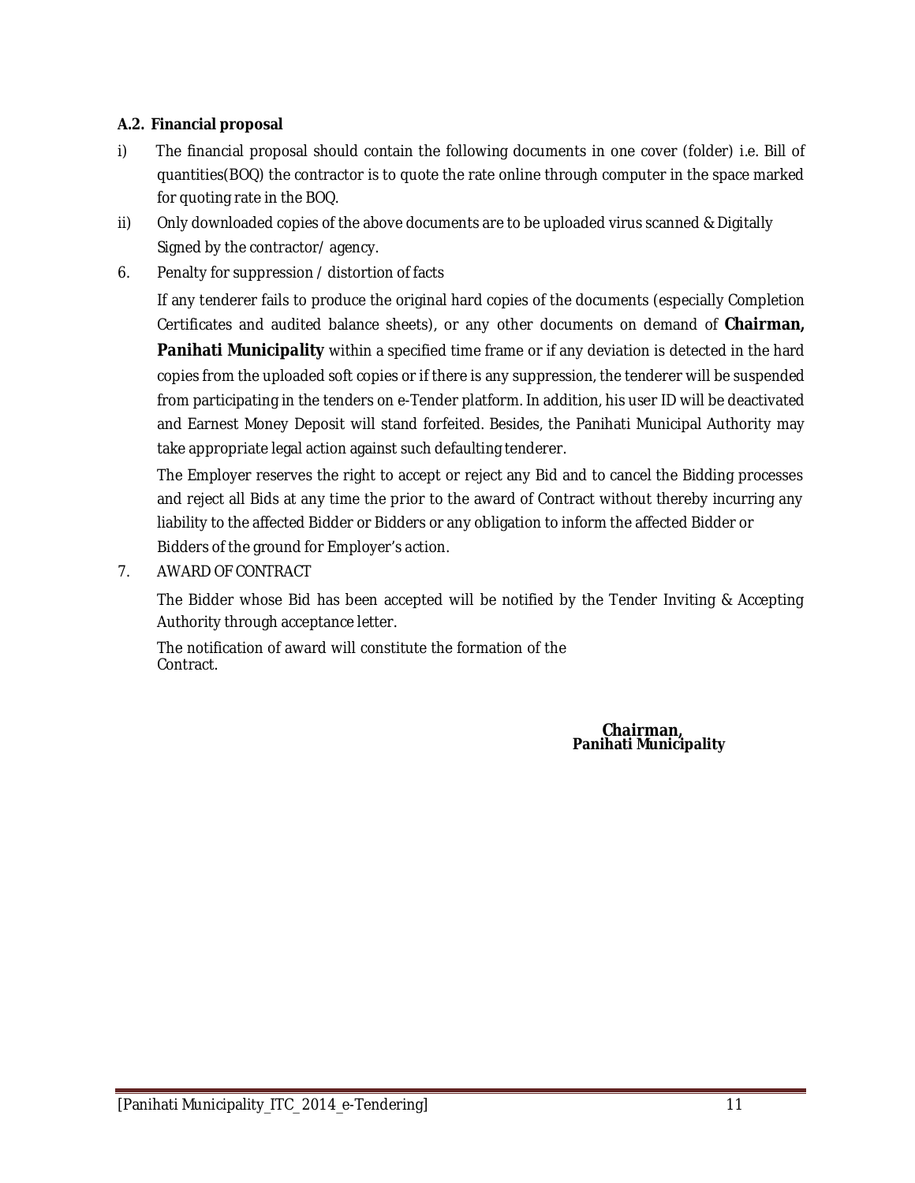**A.2. Financial proposal**

i) The financial proposal should contain the following documents in one cover (folder) i.e. Bill of quantities(BOQ) the contractor is to quote the rate online through computer in the space marked for quoting rate in the BOQ.

ii) Only downloaded copies of the above documents are to be uploaded virus scanned & Digitally Signed by the contractor/ agency.

6. Penalty for suppression / distortion of facts

If any tenderer fails to produce the original hard copies of the documents (especially Completion Certificates and audited balance sheets), or any other documents on demand of **Chairman, Panihati Municipality** within a specified time frame or if any deviation is detected in the hard copies from the uploaded soft copies or if there is any suppression, the tenderer will be suspended from participating in the tenders on e-Tender platform. In addition, his user ID will be deactivated and Earnest Money Deposit will stand forfeited. Besides, the Panihati Municipal Authority may take appropriate legal action against such defaulting tenderer.

The Employer reserves the right to accept or reject any Bid and to cancel the Bidding processes and reject all Bids at any time the prior to the award of Contract without thereby incurring any liability to the affected Bidder or Bidders or any obligation to inform the affected Bidder or Bidders of the ground for Employer's action.

7. AWARD OF CONTRACT

The Bidder whose Bid has been accepted will be notified by the Tender Inviting & Accepting Authority through acceptance letter.

The notification of award will constitute the formation of the Contract.

**Chairman,**
**Panihati Municipality**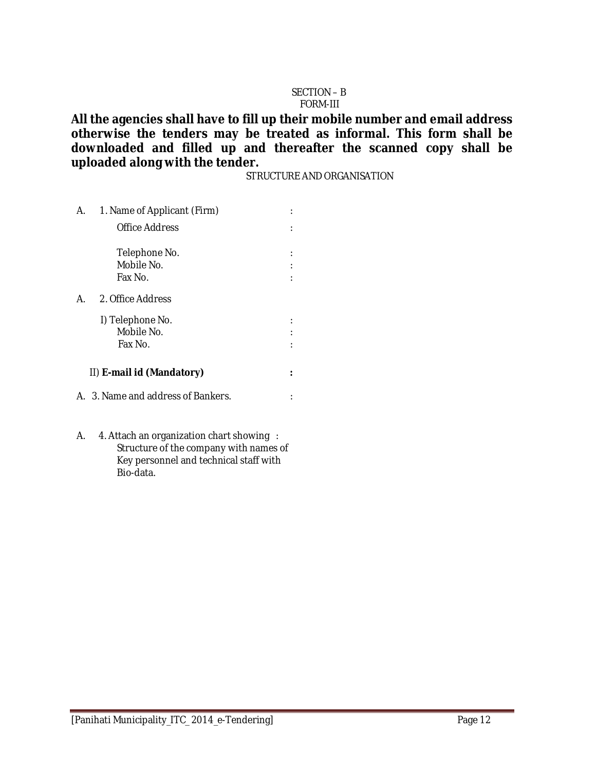SECTION – B

FORM-III

**All the agencies shall have to fill up their mobile number and email address otherwise the tenders may be treated as informal. This form shall be downloaded and filled up and thereafter the scanned copy shall be uploaded along with the tender.**

STRUCTURE AND ORGANISATION

A. 1. Name of Applicant (Firm) :

Office Address :

Telephone No. :

Mobile No. :

Fax No. :

A. 2. Office Address

I) Telephone No. :

Mobile No. :

Fax No. :

II) **E-mail id (Mandatory)** **:**

A. 3. Name and address of Bankers. :

A. 4. Attach an organization chart showing : Structure of the company with names of Key personnel and technical staff with Bio-data.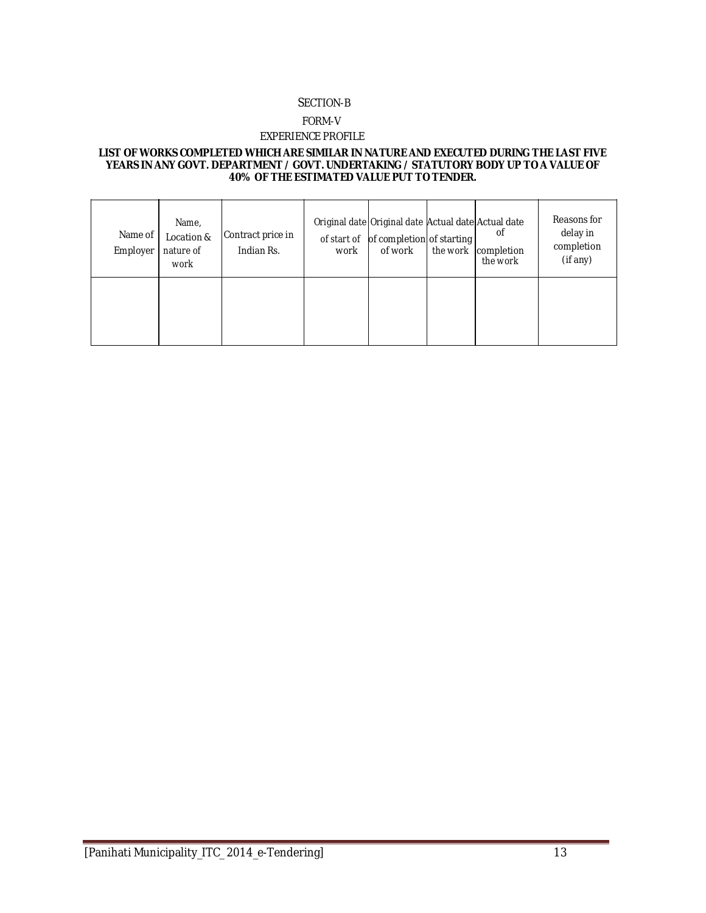SECTION-B

FORM-V

EXPERIENCE PROFILE

**LIST OF WORKS COMPLETED WHICH ARE SIMILAR IN NATURE AND EXECUTED DURING THE LAST FIVE YEARS IN ANY GOVT. DEPARTMENT / GOVT. UNDERTAKING / STATUTORY BODY UP TO A VALUE OF 40% OF THE ESTIMATED VALUE PUT TO TENDER.**

| Name of Employer | Name, Location & nature of work | Contract price in Indian Rs. | Original date of start of work | Original date of completion of work | Actual date of starting the work | Actual date of completion the work | Reasons for delay in completion (if any) |
|---|---|---|---|---|---|---|---|
| | | | | | | | |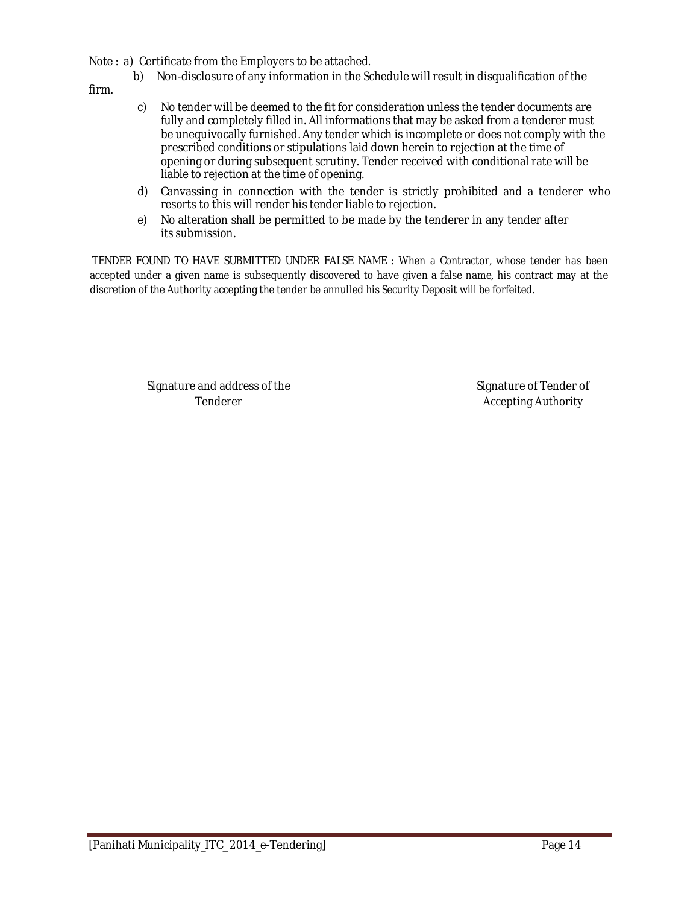Note : a) Certificate from the Employers to be attached.

b) Non-disclosure of any information in the Schedule will result in disqualification of the firm.

c) No tender will be deemed to the fit for consideration unless the tender documents are fully and completely filled in. All informations that may be asked from a tenderer must be unequivocally furnished. Any tender which is incomplete or does not comply with the prescribed conditions or stipulations laid down herein to rejection at the time of opening or during subsequent scrutiny. Tender received with conditional rate will be liable to rejection at the time of opening.

d) Canvassing in connection with the tender is strictly prohibited and a tenderer who resorts to this will render his tender liable to rejection.

e) No alteration shall be permitted to be made by the tenderer in any tender after its submission.

TENDER FOUND TO HAVE SUBMITTED UNDER FALSE NAME : When a Contractor, whose tender has been accepted under a given name is subsequently discovered to have given a false name, his contract may at the discretion of the Authority accepting the tender be annulled his Security Deposit will be forfeited.

Signature and address of the Tenderer

Signature of Tender of Accepting Authority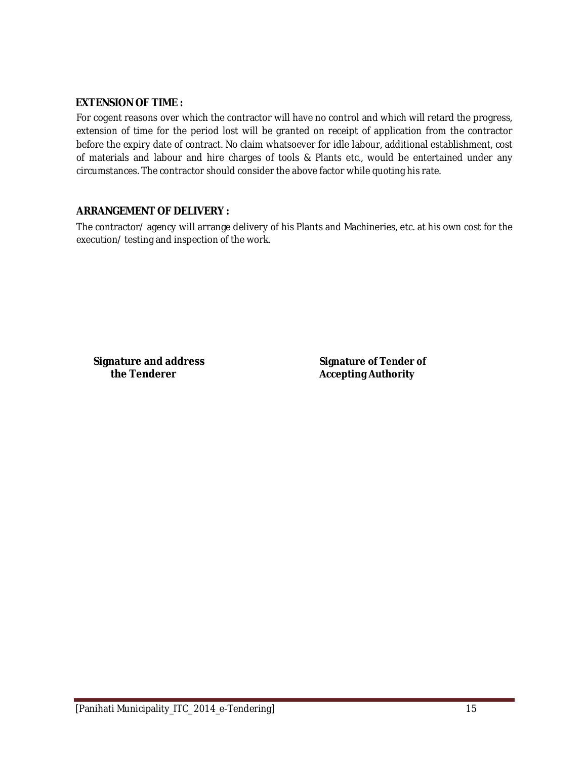**EXTENSION OF TIME :**

For cogent reasons over which the contractor will have no control and which will retard the progress, extension of time for the period lost will be granted on receipt of application from the contractor before the expiry date of contract. No claim whatsoever for idle labour, additional establishment, cost of materials and labour and hire charges of tools & Plants etc., would be entertained under any circumstances. The contractor should consider the above factor while quoting his rate.

**ARRANGEMENT OF DELIVERY :**

The contractor/ agency will arrange delivery of his Plants and Machineries, etc. at his own cost for the execution/ testing and inspection of the work.

**Signature and address the Tenderer**

**Signature of Tender of Accepting Authority**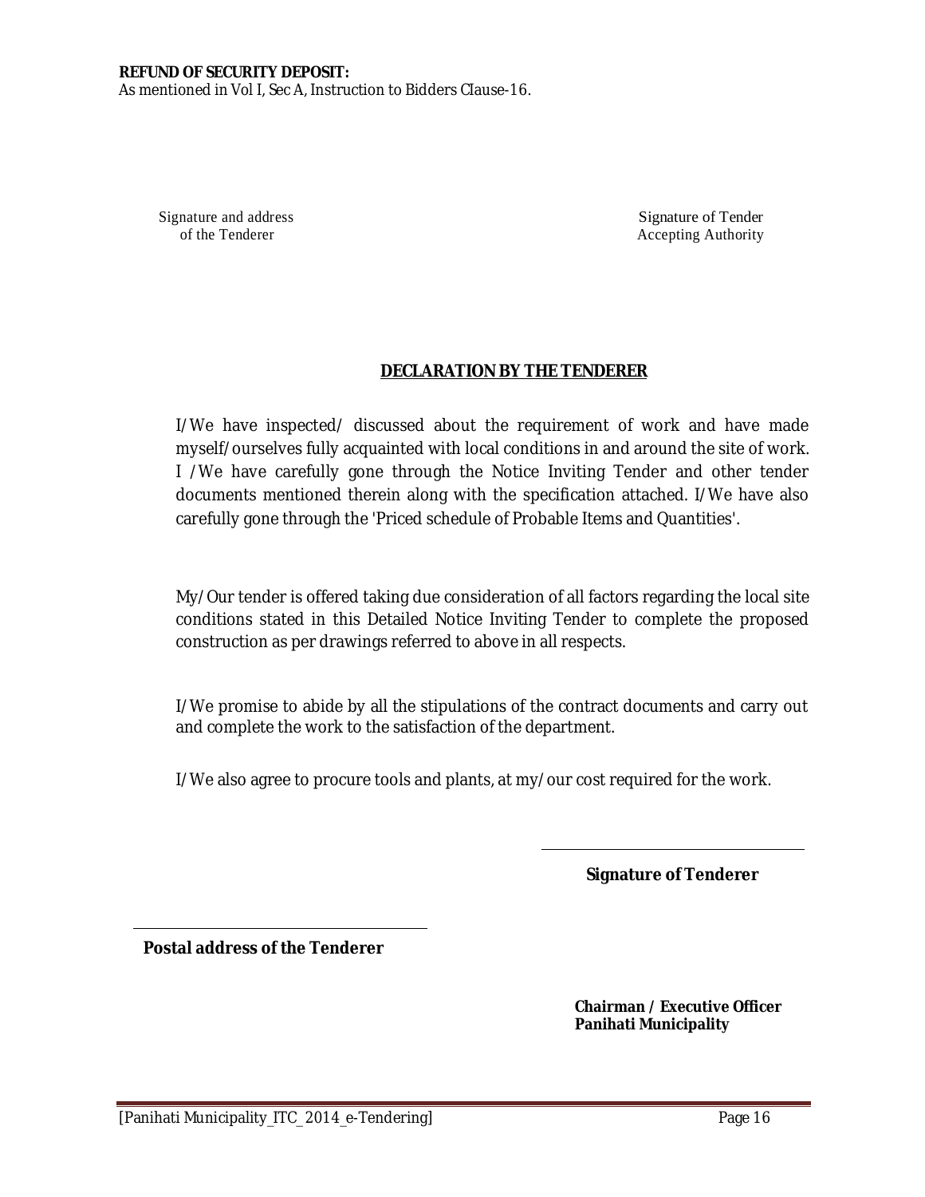**REFUND OF SECURITY DEPOSIT:**
As mentioned in Vol I, Sec A, Instruction to Bidders Clause-16.

Signature and address of the Tenderer

Signature of Tender Accepting Authority

## DECLARATION BY THE TENDERER

I/We have inspected/ discussed about the requirement of work and have made myself/ourselves fully acquainted with local conditions in and around the site of work. I /We have carefully gone through the Notice Inviting Tender and other tender documents mentioned therein along with the specification attached. I/We have also carefully gone through the 'Priced schedule of Probable Items and Quantities'.

My/Our tender is offered taking due consideration of all factors regarding the local site conditions stated in this Detailed Notice Inviting Tender to complete the proposed construction as per drawings referred to above in all respects.

I/We promise to abide by all the stipulations of the contract documents and carry out and complete the work to the satisfaction of the department.

I/We also agree to procure tools and plants, at my/our cost required for the work.

**Signature of Tenderer**

**Postal address of the Tenderer**

**Chairman / Executive Officer**
**Panihati Municipality**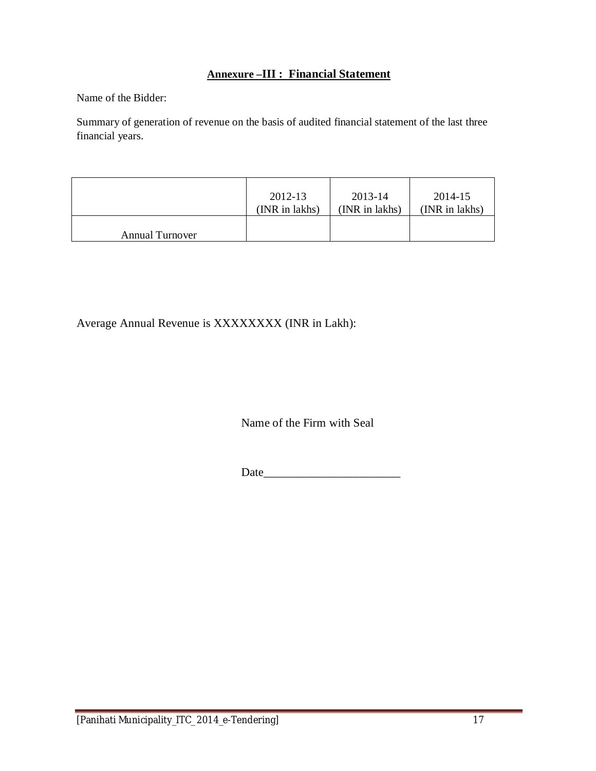## **Annexure –III : Financial Statement**

Name of the Bidder:

Summary of generation of revenue on the basis of audited financial statement of the last three financial years.

| | 2012-13 (INR in lakhs) | 2013-14 (INR in lakhs) | 2014-15 (INR in lakhs) |
|---|---|---|---|
| Annual Turnover | | | |

Average Annual Revenue is XXXXXXXX (INR in Lakh):

Name of the Firm with Seal

Date_______________________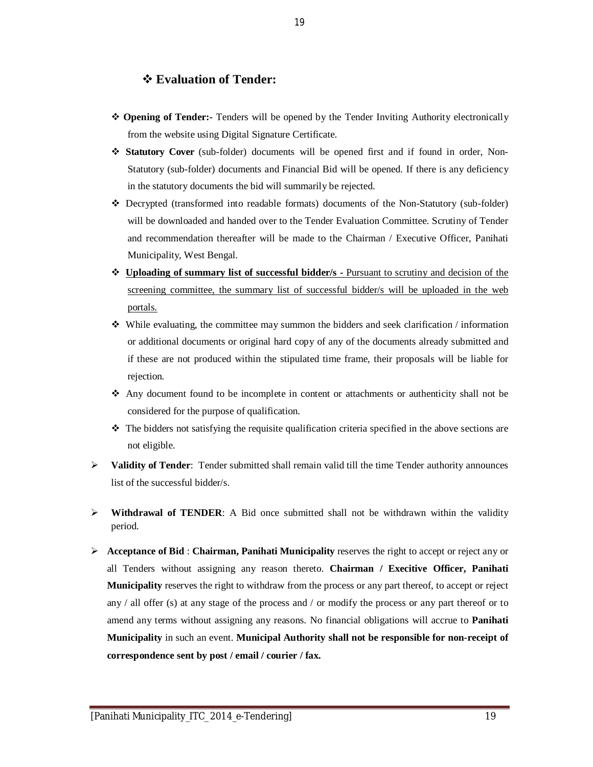## ❖ Evaluation of Tender:

- ❖ **Opening of Tender:-** Tenders will be opened by the Tender Inviting Authority electronically from the website using Digital Signature Certificate.
- ❖ **Statutory Cover** (sub-folder) documents will be opened first and if found in order, Non-Statutory (sub-folder) documents and Financial Bid will be opened. If there is any deficiency in the statutory documents the bid will summarily be rejected.
- ❖ Decrypted (transformed into readable formats) documents of the Non-Statutory (sub-folder) will be downloaded and handed over to the Tender Evaluation Committee. Scrutiny of Tender and recommendation thereafter will be made to the Chairman / Executive Officer, Panihati Municipality, West Bengal.
- ❖ <u>**Uploading of summary list of successful bidder/s -** Pursuant to scrutiny and decision of the screening committee, the summary list of successful bidder/s will be uploaded in the web portals.</u>
- ❖ While evaluating, the committee may summon the bidders and seek clarification / information or additional documents or original hard copy of any of the documents already submitted and if these are not produced within the stipulated time frame, their proposals will be liable for rejection.
- ❖ Any document found to be incomplete in content or attachments or authenticity shall not be considered for the purpose of qualification.
- ❖ The bidders not satisfying the requisite qualification criteria specified in the above sections are not eligible.

➢ **Validity of Tender**: Tender submitted shall remain valid till the time Tender authority announces list of the successful bidder/s.

➢ **Withdrawal of TENDER**: A Bid once submitted shall not be withdrawn within the validity period.

➢ **Acceptance of Bid** : **Chairman, Panihati Municipality** reserves the right to accept or reject any or all Tenders without assigning any reason thereto. **Chairman / Execitive Officer, Panihati Municipality** reserves the right to withdraw from the process or any part thereof, to accept or reject any / all offer (s) at any stage of the process and / or modify the process or any part thereof or to amend any terms without assigning any reasons. No financial obligations will accrue to **Panihati Municipality** in such an event. **Municipal Authority shall not be responsible for non-receipt of correspondence sent by post / email / courier / fax.**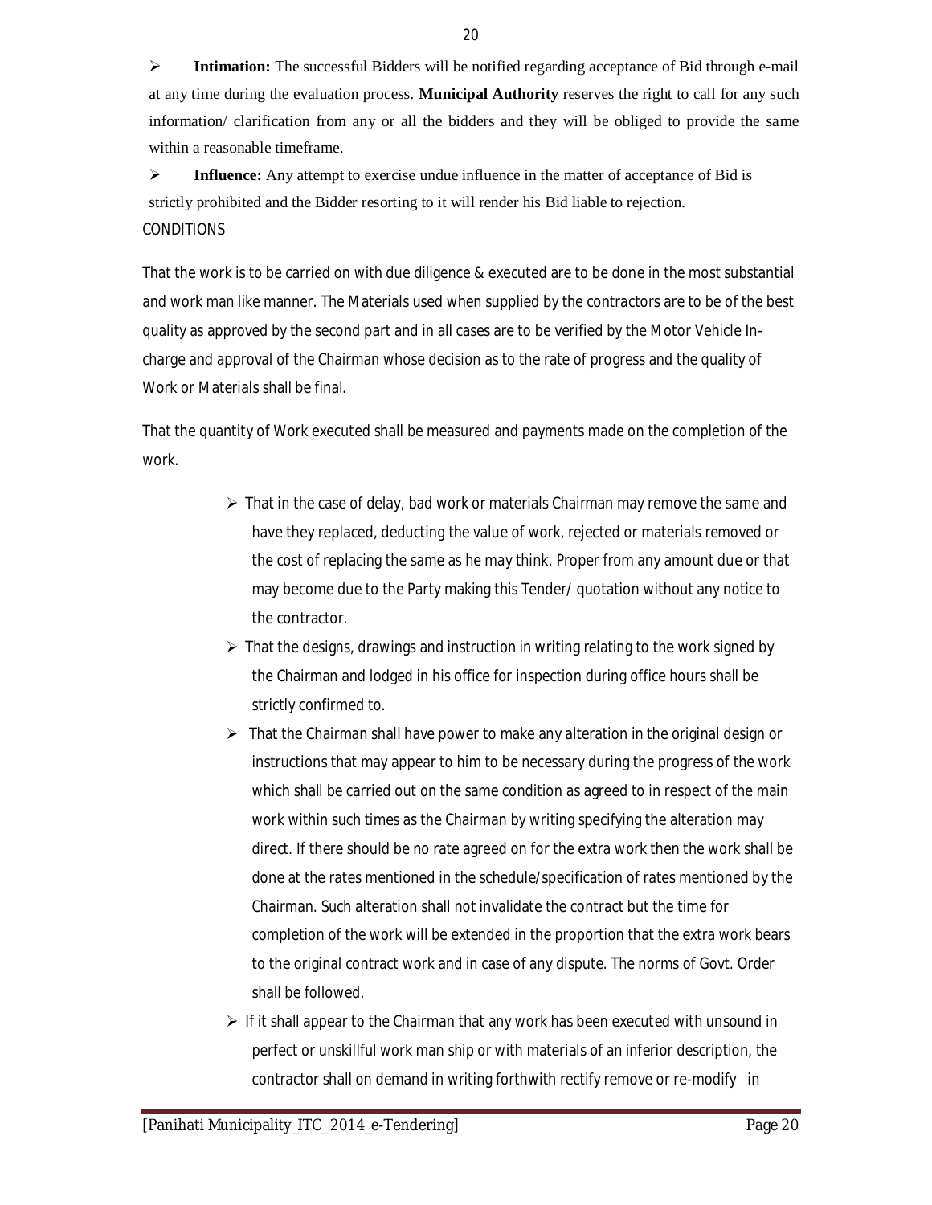- **Intimation:** The successful Bidders will be notified regarding acceptance of Bid through e-mail at any time during the evaluation process. **Municipal Authority** reserves the right to call for any such information/ clarification from any or all the bidders and they will be obliged to provide the same within a reasonable timeframe.
- **Influence:** Any attempt to exercise undue influence in the matter of acceptance of Bid is strictly prohibited and the Bidder resorting to it will render his Bid liable to rejection.

CONDITIONS

That the work is to be carried on with due diligence & executed are to be done in the most substantial and work man like manner. The Materials used when supplied by the contractors are to be of the best quality as approved by the second part and in all cases are to be verified by the Motor Vehicle In-charge and approval of the Chairman whose decision as to the rate of progress and the quality of Work or Materials shall be final.

That the quantity of Work executed shall be measured and payments made on the completion of the work.

- That in the case of delay, bad work or materials Chairman may remove the same and have they replaced, deducting the value of work, rejected or materials removed or the cost of replacing the same as he may think. Proper from any amount due or that may become due to the Party making this Tender/ quotation without any notice to the contractor.
- That the designs, drawings and instruction in writing relating to the work signed by the Chairman and lodged in his office for inspection during office hours shall be strictly confirmed to.
- That the Chairman shall have power to make any alteration in the original design or instructions that may appear to him to be necessary during the progress of the work which shall be carried out on the same condition as agreed to in respect of the main work within such times as the Chairman by writing specifying the alteration may direct. If there should be no rate agreed on for the extra work then the work shall be done at the rates mentioned in the schedule/specification of rates mentioned by the Chairman. Such alteration shall not invalidate the contract but the time for completion of the work will be extended in the proportion that the extra work bears to the original contract work and in case of any dispute. The norms of Govt. Order shall be followed.
- If it shall appear to the Chairman that any work has been executed with unsound in perfect or unskillful work man ship or with materials of an inferior description, the contractor shall on demand in writing forthwith rectify remove or re-modify in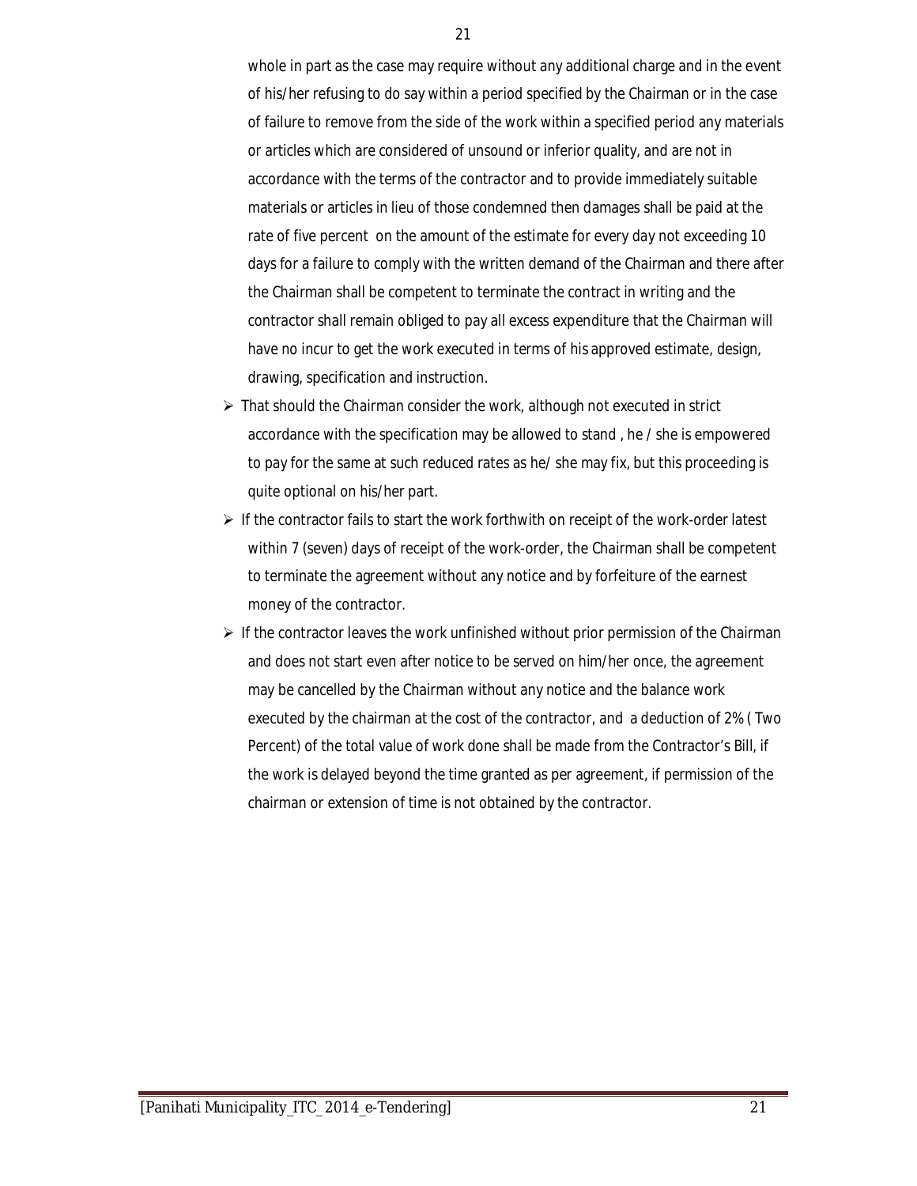whole in part as the case may require without any additional charge and in the event of his/her refusing to do say within a period specified by the Chairman or in the case of failure to remove from the side of the work within a specified period any materials or articles which are considered of unsound or inferior quality, and are not in accordance with the terms of the contractor and to provide immediately suitable materials or articles in lieu of those condemned then damages shall be paid at the rate of five percent on the amount of the estimate for every day not exceeding 10 days for a failure to comply with the written demand of the Chairman and there after the Chairman shall be competent to terminate the contract in writing and the contractor shall remain obliged to pay all excess expenditure that the Chairman will have no incur to get the work executed in terms of his approved estimate, design, drawing, specification and instruction.

- That should the Chairman consider the work, although not executed in strict accordance with the specification may be allowed to stand , he / she is empowered to pay for the same at such reduced rates as he/ she may fix, but this proceeding is quite optional on his/her part.
- If the contractor fails to start the work forthwith on receipt of the work-order latest within 7 (seven) days of receipt of the work-order, the Chairman shall be competent to terminate the agreement without any notice and by forfeiture of the earnest money of the contractor.
- If the contractor leaves the work unfinished without prior permission of the Chairman and does not start even after notice to be served on him/her once, the agreement may be cancelled by the Chairman without any notice and the balance work executed by the chairman at the cost of the contractor, and a deduction of 2% ( Two Percent) of the total value of work done shall be made from the Contractor's Bill, if the work is delayed beyond the time granted as per agreement, if permission of the chairman or extension of time is not obtained by the contractor.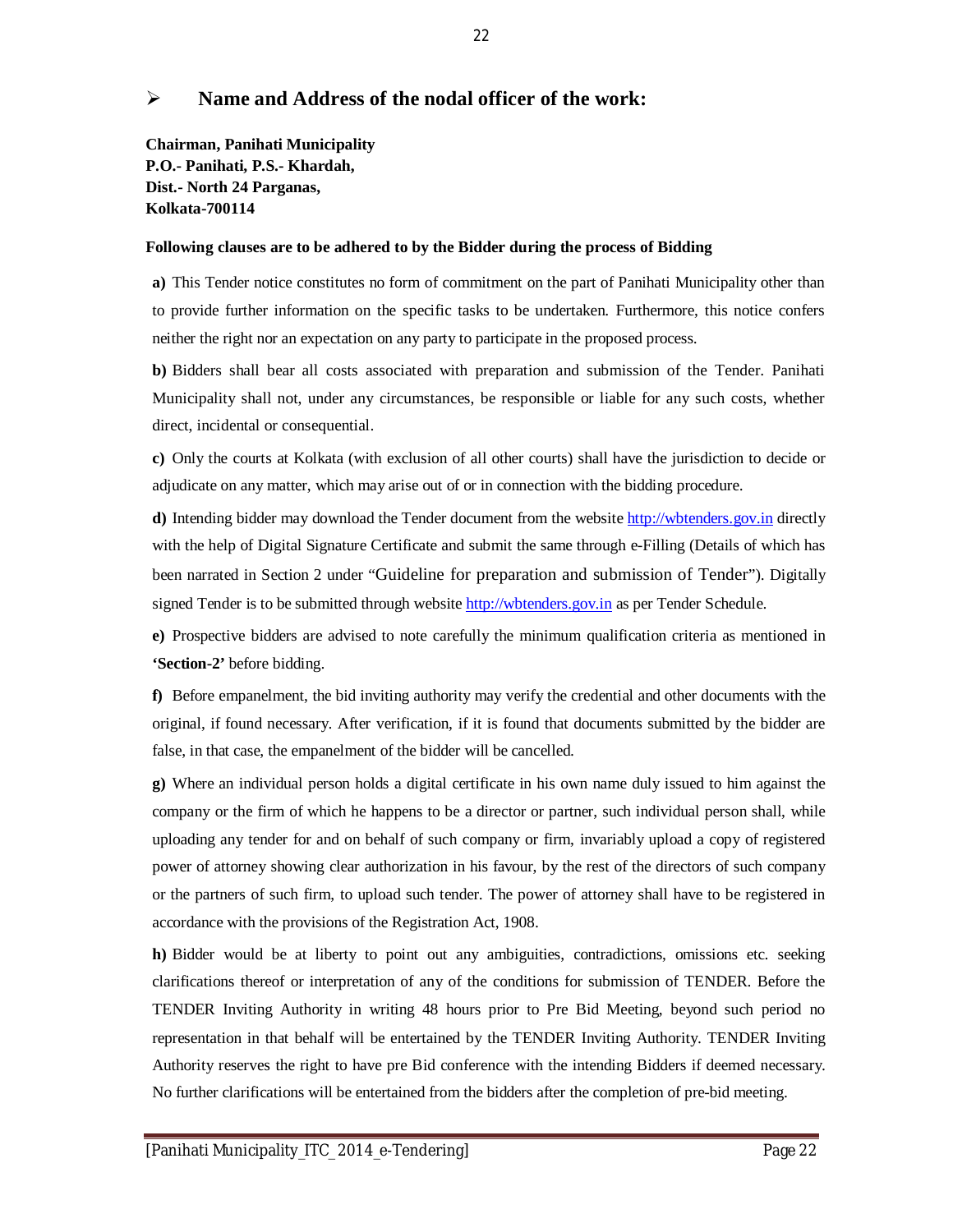## ➢ Name and Address of the nodal officer of the work:

**Chairman, Panihati Municipality**
**P.O.- Panihati, P.S.- Khardah,**
**Dist.- North 24 Parganas,**
**Kolkata-700114**

**Following clauses are to be adhered to by the Bidder during the process of Bidding**

**a)** This Tender notice constitutes no form of commitment on the part of Panihati Municipality other than to provide further information on the specific tasks to be undertaken. Furthermore, this notice confers neither the right nor an expectation on any party to participate in the proposed process.

**b)** Bidders shall bear all costs associated with preparation and submission of the Tender. Panihati Municipality shall not, under any circumstances, be responsible or liable for any such costs, whether direct, incidental or consequential.

**c)** Only the courts at Kolkata (with exclusion of all other courts) shall have the jurisdiction to decide or adjudicate on any matter, which may arise out of or in connection with the bidding procedure.

**d)** Intending bidder may download the Tender document from the website http://wbtenders.gov.in directly with the help of Digital Signature Certificate and submit the same through e-Filling (Details of which has been narrated in Section 2 under "Guideline for preparation and submission of Tender"). Digitally signed Tender is to be submitted through website http://wbtenders.gov.in as per Tender Schedule.

**e)** Prospective bidders are advised to note carefully the minimum qualification criteria as mentioned in **'Section-2'** before bidding.

**f)** Before empanelment, the bid inviting authority may verify the credential and other documents with the original, if found necessary. After verification, if it is found that documents submitted by the bidder are false, in that case, the empanelment of the bidder will be cancelled.

**g)** Where an individual person holds a digital certificate in his own name duly issued to him against the company or the firm of which he happens to be a director or partner, such individual person shall, while uploading any tender for and on behalf of such company or firm, invariably upload a copy of registered power of attorney showing clear authorization in his favour, by the rest of the directors of such company or the partners of such firm, to upload such tender. The power of attorney shall have to be registered in accordance with the provisions of the Registration Act, 1908.

**h)** Bidder would be at liberty to point out any ambiguities, contradictions, omissions etc. seeking clarifications thereof or interpretation of any of the conditions for submission of TENDER. Before the TENDER Inviting Authority in writing 48 hours prior to Pre Bid Meeting, beyond such period no representation in that behalf will be entertained by the TENDER Inviting Authority. TENDER Inviting Authority reserves the right to have pre Bid conference with the intending Bidders if deemed necessary. No further clarifications will be entertained from the bidders after the completion of pre-bid meeting.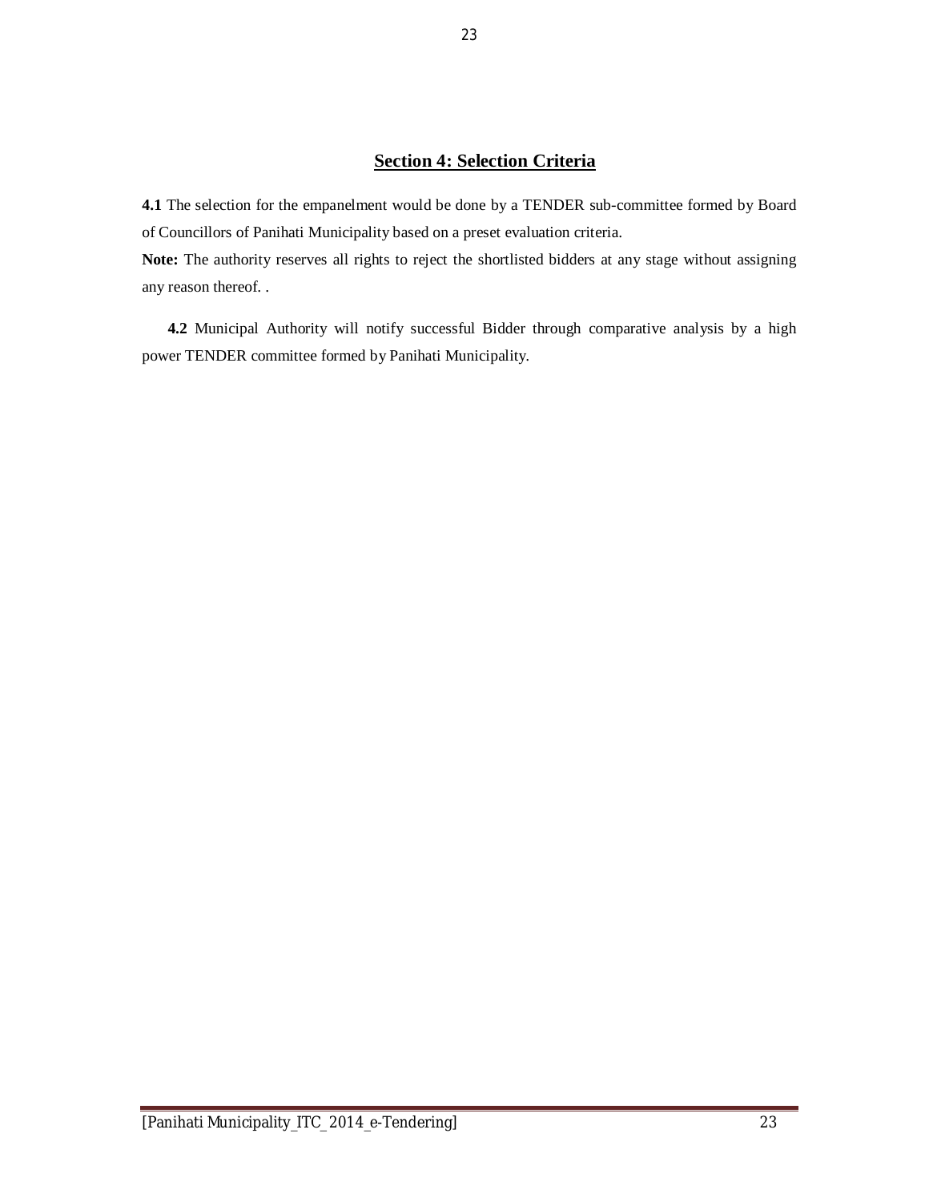## Section 4: Selection Criteria

**4.1** The selection for the empanelment would be done by a TENDER sub-committee formed by Board of Councillors of Panihati Municipality based on a preset evaluation criteria.

**Note:** The authority reserves all rights to reject the shortlisted bidders at any stage without assigning any reason thereof. .

**4.2** Municipal Authority will notify successful Bidder through comparative analysis by a high power TENDER committee formed by Panihati Municipality.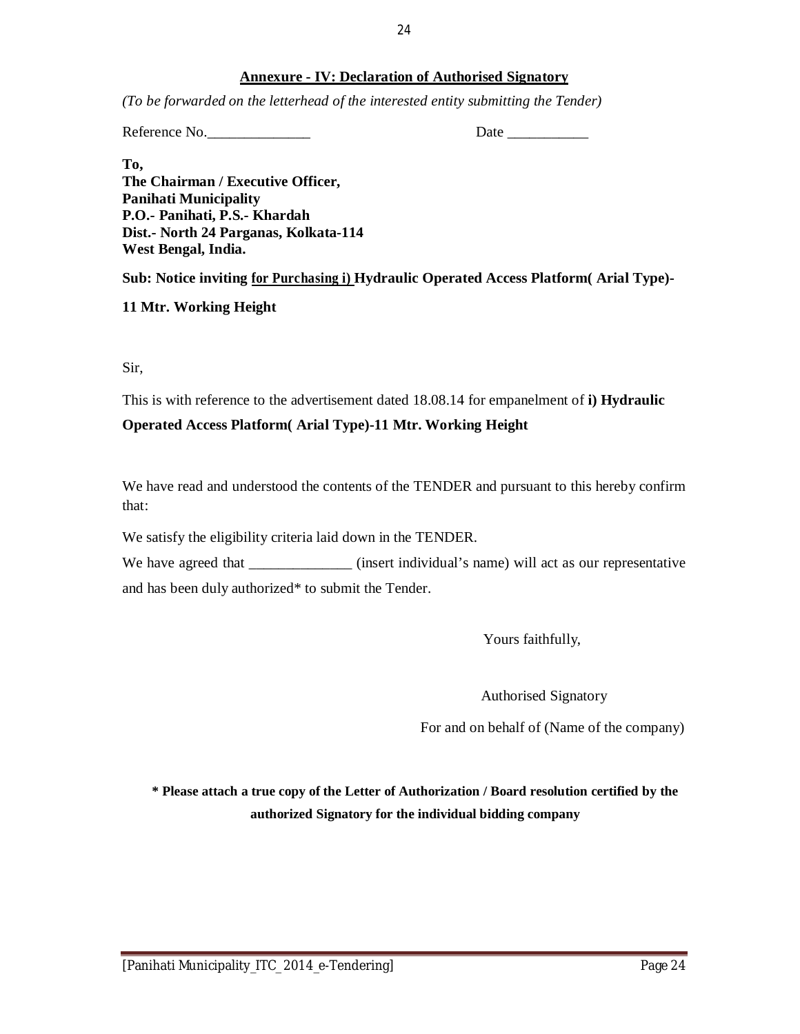## Annexure - IV: Declaration of Authorised Signatory

*(To be forwarded on the letterhead of the interested entity submitting the Tender)*

Reference No.______________ Date ___________

**To,**
**The Chairman / Executive Officer,**
**Panihati Municipality**
**P.O.- Panihati, P.S.- Khardah**
**Dist.- North 24 Parganas, Kolkata-114**
**West Bengal, India.**

**Sub: Notice inviting for Purchasing i) Hydraulic Operated Access Platform( Arial Type)-**

**11 Mtr. Working Height**

Sir,

This is with reference to the advertisement dated 18.08.14 for empanelment of **i) Hydraulic Operated Access Platform( Arial Type)-11 Mtr. Working Height**

We have read and understood the contents of the TENDER and pursuant to this hereby confirm that:

We satisfy the eligibility criteria laid down in the TENDER.

We have agreed that ______________ (insert individual's name) will act as our representative and has been duly authorized* to submit the Tender.

Yours faithfully,

Authorised Signatory

For and on behalf of (Name of the company)

**\* Please attach a true copy of the Letter of Authorization / Board resolution certified by the authorized Signatory for the individual bidding company**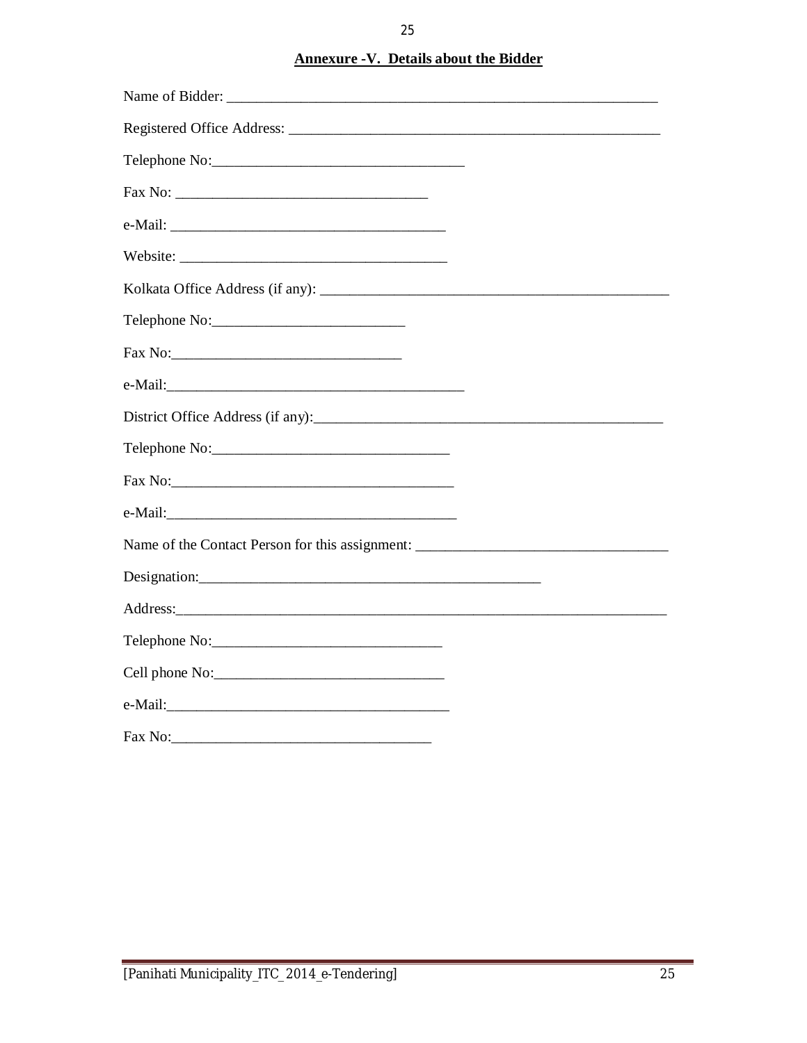**Annexure -V. Details about the Bidder**

Name of Bidder: ___________________________________________________________

Registered Office Address: ____________________________________________________

Telephone No:__________________________________

Fax No: __________________________________

e-Mail: _____________________________________

Website: ____________________________________

Kolkata Office Address (if any): _______________________________________________

Telephone No:_________________________

Fax No:______________________________

e-Mail:_______________________________________

District Office Address (if any):_______________________________________________

Telephone No:_______________________________

Fax No:_____________________________________

e-Mail:______________________________________

Name of the Contact Person for this assignment: ________________________________

Designation:______________________________________________

Address:__________________________________________________________________

Telephone No:______________________________

Cell phone No:______________________________

e-Mail:_____________________________________

Fax No:__________________________________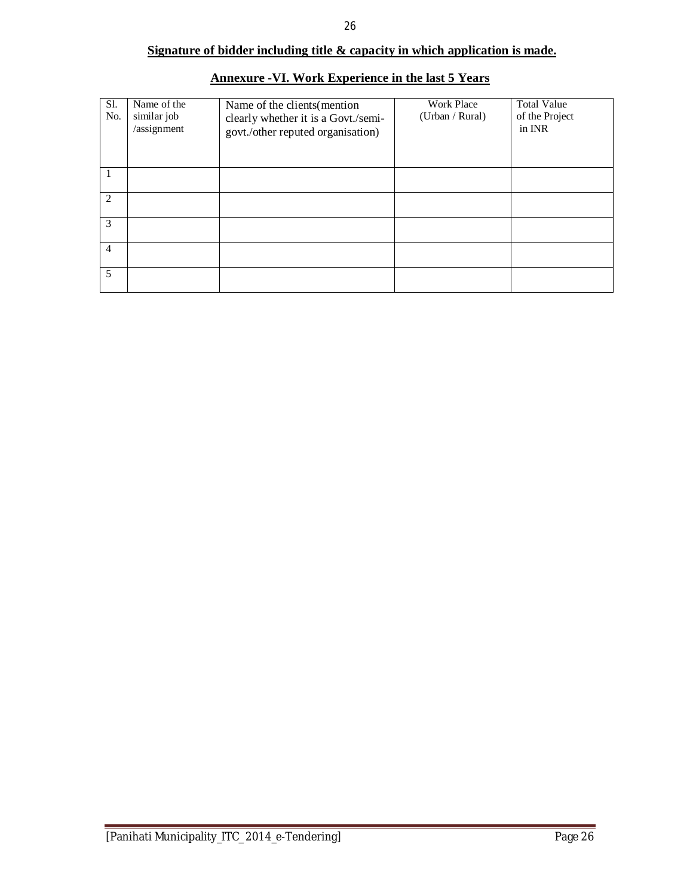**Signature of bidder including title & capacity in which application is made.**

## Annexure -VI. Work Experience in the last 5 Years

| Sl. No. | Name of the similar job /assignment | Name of the clients(mention clearly whether it is a Govt./semi-govt./other reputed organisation) | Work Place (Urban / Rural) | Total Value of the Project in INR |
|---|---|---|---|---|
| 1 | | | | |
| 2 | | | | |
| 3 | | | | |
| 4 | | | | |
| 5 | | | | |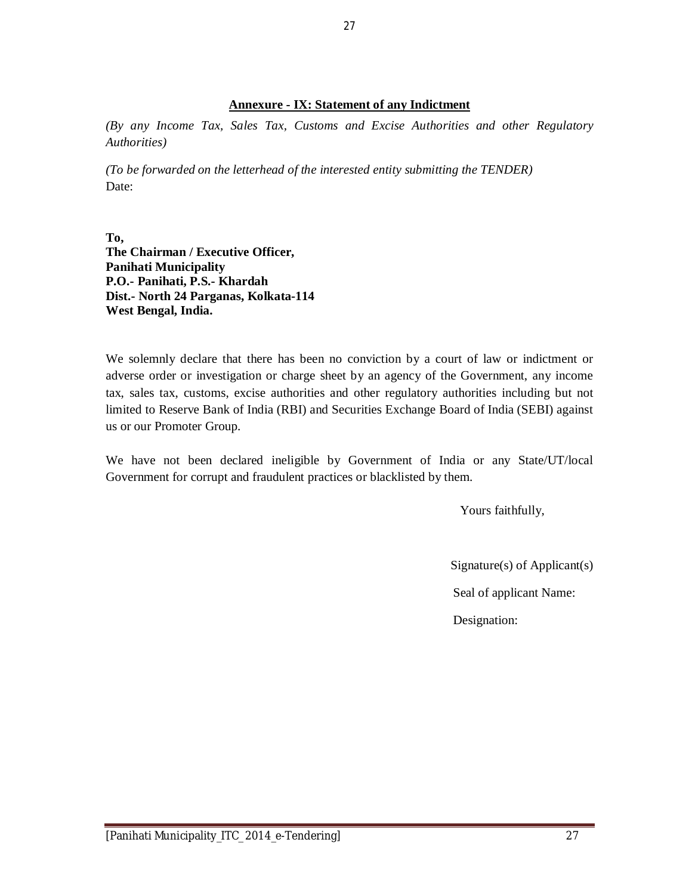## Annexure - IX: Statement of any Indictment

*(By any Income Tax, Sales Tax, Customs and Excise Authorities and other Regulatory Authorities)*

*(To be forwarded on the letterhead of the interested entity submitting the TENDER)*

Date:

**To,**
**The Chairman / Executive Officer,**
**Panihati Municipality**
**P.O.- Panihati, P.S.- Khardah**
**Dist.- North 24 Parganas, Kolkata-114**
**West Bengal, India.**

We solemnly declare that there has been no conviction by a court of law or indictment or adverse order or investigation or charge sheet by an agency of the Government, any income tax, sales tax, customs, excise authorities and other regulatory authorities including but not limited to Reserve Bank of India (RBI) and Securities Exchange Board of India (SEBI) against us or our Promoter Group.

We have not been declared ineligible by Government of India or any State/UT/local Government for corrupt and fraudulent practices or blacklisted by them.

Yours faithfully,

Signature(s) of Applicant(s)

Seal of applicant Name:

Designation: